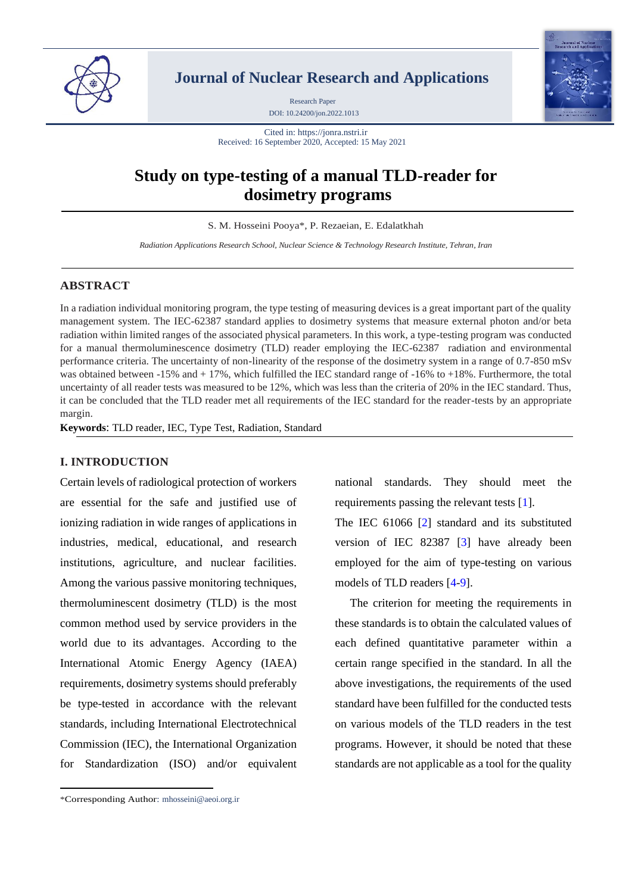Journal of Nuclear Research and Applications

Research Paper

DOI: 10.24200/jon.2022.1013

Cited in: https://jonra.nstri.ir

Received: 16 September 2020, Accepted: 15 May 2021

# Study on type-testing of a manual TLD-reader for dosimetry programs

S. M. Hosseini Pooya*, P. Rezaeian, E. Edalatkhah

*Radiation Applications Research School, Nuclear Science & Technology Research Institute, Tehran, Iran*

## ABSTRACT

In a radiation individual monitoring program, the type testing of measuring devices is a great important part of the quality management system. The IEC-62387 standard applies to dosimetry systems that measure external photon and/or beta radiation within limited ranges of the associated physical parameters. In this work, a type-testing program was conducted for a manual thermoluminescence dosimetry (TLD) reader employing the IEC-62387 radiation and environmental performance criteria. The uncertainty of non-linearity of the response of the dosimetry system in a range of 0.7-850 mSv was obtained between -15% and + 17%, which fulfilled the IEC standard range of -16% to +18%. Furthermore, the total uncertainty of all reader tests was measured to be 12%, which was less than the criteria of 20% in the IEC standard. Thus, it can be concluded that the TLD reader met all requirements of the IEC standard for the reader-tests by an appropriate margin.

**Keywords**: TLD reader, IEC, Type Test, Radiation, Standard

## I. INTRODUCTION

Certain levels of radiological protection of workers are essential for the safe and justified use of ionizing radiation in wide ranges of applications in industries, medical, educational, and research institutions, agriculture, and nuclear facilities. Among the various passive monitoring techniques, thermoluminescent dosimetry (TLD) is the most common method used by service providers in the world due to its advantages. According to the International Atomic Energy Agency (IAEA) requirements, dosimetry systems should preferably be type-tested in accordance with the relevant standards, including International Electrotechnical Commission (IEC), the International Organization for Standardization (ISO) and/or equivalent national standards. They should meet the requirements passing the relevant tests [1].

The IEC 61066 [2] standard and its substituted version of IEC 82387 [3] have already been employed for the aim of type-testing on various models of TLD readers [4-9].

The criterion for meeting the requirements in these standards is to obtain the calculated values of each defined quantitative parameter within a certain range specified in the standard. In all the above investigations, the requirements of the used standard have been fulfilled for the conducted tests on various models of the TLD readers in the test programs. However, it should be noted that these standards are not applicable as a tool for the quality

*Corresponding Author: mhosseini@aeoi.org.ir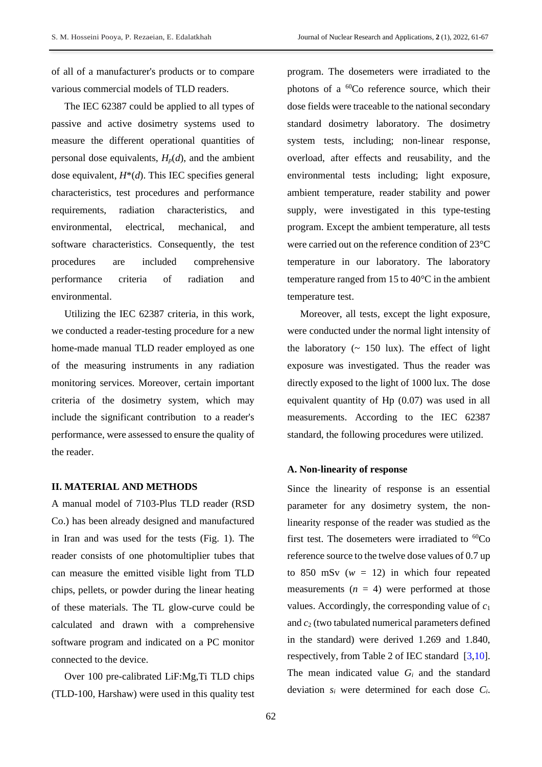of all of a manufacturer's products or to compare various commercial models of TLD readers.

The IEC 62387 could be applied to all types of passive and active dosimetry systems used to measure the different operational quantities of personal dose equivalents, $H_p(d)$, and the ambient dose equivalent, $H^*(d)$. This IEC specifies general characteristics, test procedures and performance requirements, radiation characteristics, and environmental, electrical, mechanical, and software characteristics. Consequently, the test procedures are included comprehensive performance criteria of radiation and environmental.

Utilizing the IEC 62387 criteria, in this work, we conducted a reader-testing procedure for a new home-made manual TLD reader employed as one of the measuring instruments in any radiation monitoring services. Moreover, certain important criteria of the dosimetry system, which may include the significant contribution to a reader's performance, were assessed to ensure the quality of the reader.

## II. MATERIAL AND METHODS

A manual model of 7103-Plus TLD reader (RSD Co.) has been already designed and manufactured in Iran and was used for the tests (Fig. 1). The reader consists of one photomultiplier tubes that can measure the emitted visible light from TLD chips, pellets, or powder during the linear heating of these materials. The TL glow-curve could be calculated and drawn with a comprehensive software program and indicated on a PC monitor connected to the device.

Over 100 pre-calibrated LiF:Mg,Ti TLD chips (TLD-100, Harshaw) were used in this quality test program. The dosemeters were irradiated to the photons of a $^{60}$Co reference source, which their dose fields were traceable to the national secondary standard dosimetry laboratory. The dosimetry system tests, including; non-linear response, overload, after effects and reusability, and the environmental tests including; light exposure, ambient temperature, reader stability and power supply, were investigated in this type-testing program. Except the ambient temperature, all tests were carried out on the reference condition of 23°C temperature in our laboratory. The laboratory temperature ranged from 15 to 40°C in the ambient temperature test.

Moreover, all tests, except the light exposure, were conducted under the normal light intensity of the laboratory (~ 150 lux). The effect of light exposure was investigated. Thus the reader was directly exposed to the light of 1000 lux. The dose equivalent quantity of Hp (0.07) was used in all measurements. According to the IEC 62387 standard, the following procedures were utilized.

### A. Non-linearity of response

Since the linearity of response is an essential parameter for any dosimetry system, the non-linearity response of the reader was studied as the first test. The dosemeters were irradiated to $^{60}$Co reference source to the twelve dose values of 0.7 up to 850 mSv ($w$ = 12) in which four repeated measurements ($n$ = 4) were performed at those values. Accordingly, the corresponding value of $c_1$ and $c_2$ (two tabulated numerical parameters defined in the standard) were derived 1.269 and 1.840, respectively, from Table 2 of IEC standard [3,10]. The mean indicated value $G_i$ and the standard deviation $s_i$ were determined for each dose $C_i$.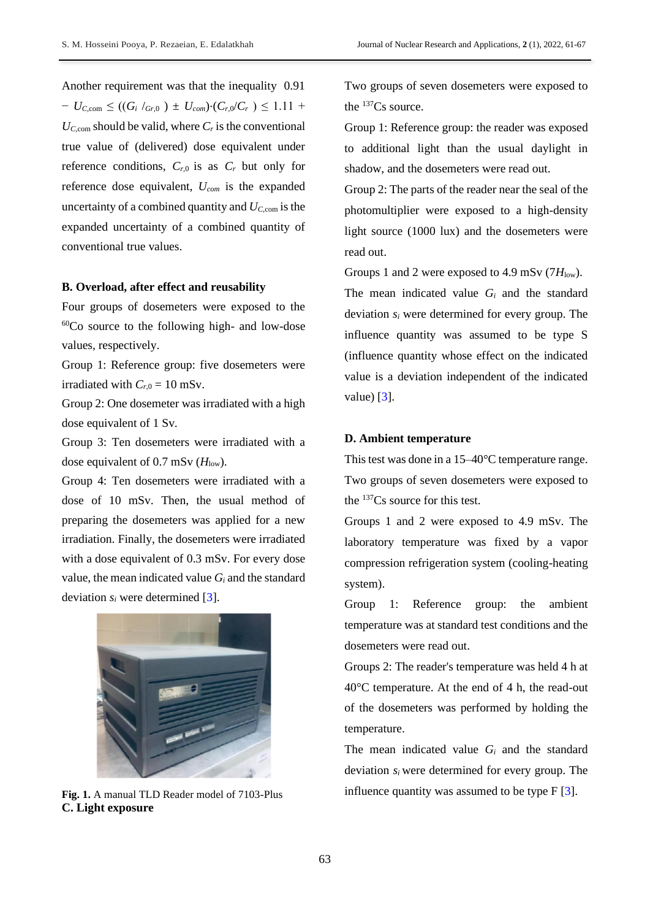Another requirement was that the inequality $0.91 - U_{C,\text{com}} \leq ((G_i / G_{r,0}) \pm U_{com}) \cdot (C_{r,0}/C_r) \leq 1.11 + U_{C,\text{com}}$ should be valid, where $C_r$ is the conventional true value of (delivered) dose equivalent under reference conditions, $C_{r,0}$ is as $C_r$ but only for reference dose equivalent, $U_{com}$ is the expanded uncertainty of a combined quantity and $U_{C,\text{com}}$ is the expanded uncertainty of a combined quantity of conventional true values.

### B. Overload, after effect and reusability

Four groups of dosemeters were exposed to the $^{60}$Co source to the following high- and low-dose values, respectively.

Group 1: Reference group: five dosemeters were irradiated with $C_{r,0} = 10$ mSv.

Group 2: One dosemeter was irradiated with a high dose equivalent of 1 Sv.

Group 3: Ten dosemeters were irradiated with a dose equivalent of 0.7 mSv ($H_{\text{low}}$).

Group 4: Ten dosemeters were irradiated with a dose of 10 mSv. Then, the usual method of preparing the dosemeters was applied for a new irradiation. Finally, the dosemeters were irradiated with a dose equivalent of 0.3 mSv. For every dose value, the mean indicated value $G_i$ and the standard deviation $s_i$ were determined [3].

**Fig. 1.** A manual TLD Reader model of 7103-Plus

### C. Light exposure

Two groups of seven dosemeters were exposed to the $^{137}$Cs source.

Group 1: Reference group: the reader was exposed to additional light than the usual daylight in shadow, and the dosemeters were read out.

Group 2: The parts of the reader near the seal of the photomultiplier were exposed to a high-density light source (1000 lux) and the dosemeters were read out.

Groups 1 and 2 were exposed to 4.9 mSv ($7H_{\text{low}}$).

The mean indicated value $G_i$ and the standard deviation $s_i$ were determined for every group. The influence quantity was assumed to be type S (influence quantity whose effect on the indicated value is a deviation independent of the indicated value) [3].

### D. Ambient temperature

This test was done in a 15–40°C temperature range. Two groups of seven dosemeters were exposed to the $^{137}$Cs source for this test.

Groups 1 and 2 were exposed to 4.9 mSv. The laboratory temperature was fixed by a vapor compression refrigeration system (cooling-heating system).

Group 1: Reference group: the ambient temperature was at standard test conditions and the dosemeters were read out.

Groups 2: The reader's temperature was held 4 h at 40°C temperature. At the end of 4 h, the read-out of the dosemeters was performed by holding the temperature.

The mean indicated value $G_i$ and the standard deviation $s_i$ were determined for every group. The influence quantity was assumed to be type F [3].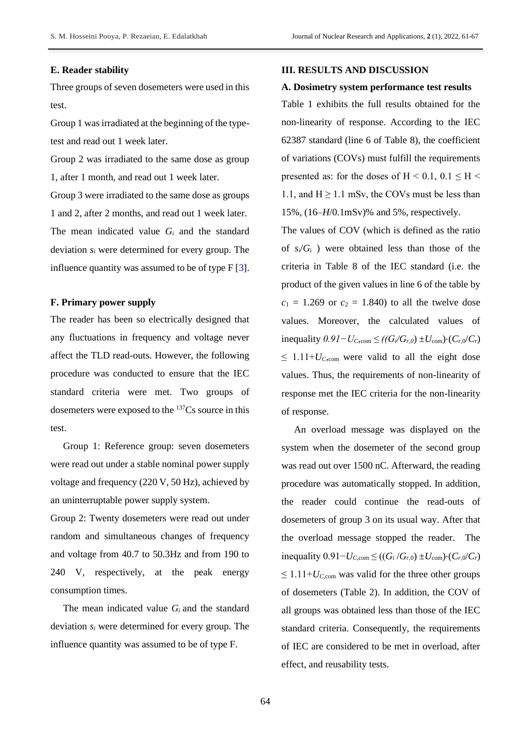### E. Reader stability

Three groups of seven dosemeters were used in this test.

Group 1 was irradiated at the beginning of the type-test and read out 1 week later.

Group 2 was irradiated to the same dose as group 1, after 1 month, and read out 1 week later.

Group 3 were irradiated to the same dose as groups 1 and 2, after 2 months, and read out 1 week later.

The mean indicated value $G_i$ and the standard deviation $s_i$ were determined for every group. The influence quantity was assumed to be of type F [3].

### F. Primary power supply

The reader has been so electrically designed that any fluctuations in frequency and voltage never affect the TLD read-outs. However, the following procedure was conducted to ensure that the IEC standard criteria were met. Two groups of dosemeters were exposed to the $^{137}Cs$ source in this test.

Group 1: Reference group: seven dosemeters were read out under a stable nominal power supply voltage and frequency (220 V, 50 Hz), achieved by an uninterruptable power supply system.

Group 2: Twenty dosemeters were read out under random and simultaneous changes of frequency and voltage from 40.7 to 50.3Hz and from 190 to 240 V, respectively, at the peak energy consumption times.

The mean indicated value $G_i$ and the standard deviation $s_i$ were determined for every group. The influence quantity was assumed to be of type F.

## III. RESULTS AND DISCUSSION

### A. Dosimetry system performance test results

Table 1 exhibits the full results obtained for the non-linearity of response. According to the IEC 62387 standard (line 6 of Table 8), the coefficient of variations (COVs) must fulfill the requirements presented as: for the doses of $H < 0.1$, $0.1 \leq H < 1.1$, and $H \geq 1.1$ mSv, the COVs must be less than 15%, (16–$H$/0.1mSv)% and 5%, respectively.

The values of COV (which is defined as the ratio of $s_i/G_i$ ) were obtained less than those of the criteria in Table 8 of the IEC standard (i.e. the product of the given values in line 6 of the table by $c_1 = 1.269$ or $c_2 = 1.840$) to all the twelve dose values. Moreover, the calculated values of inequality $0.91 - U_{C,\mathrm{com}} \leq ((G_i/G_{r,0}) \pm U_{\mathrm{com}})\cdot(C_{r,0}/C_r) \leq 1.11 + U_{C,\mathrm{com}}$ were valid to all the eight dose values. Thus, the requirements of non-linearity of response met the IEC criteria for the non-linearity of response.

An overload message was displayed on the system when the dosemeter of the second group was read out over 1500 nC. Afterward, the reading procedure was automatically stopped. In addition, the reader could continue the read-outs of dosemeters of group 3 on its usual way. After that the overload message stopped the reader. The inequality $0.91 - U_{C,\mathrm{com}} \leq ((G_i/G_{r,0}) \pm U_{\mathrm{com}})\cdot(C_{r,0}/C_r) \leq 1.11 + U_{C,\mathrm{com}}$ was valid for the three other groups of dosemeters (Table 2). In addition, the COV of all groups was obtained less than those of the IEC standard criteria. Consequently, the requirements of IEC are considered to be met in overload, after effect, and reusability tests.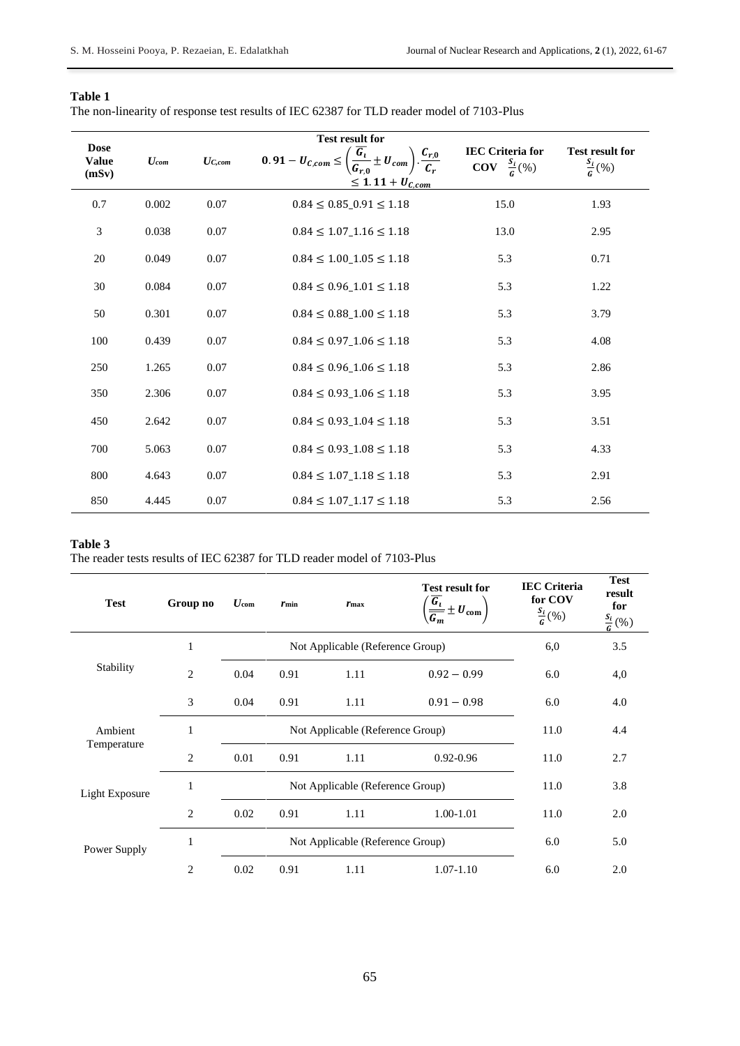**Table 1**

The non-linearity of response test results of IEC 62387 for TLD reader model of 7103-Plus

| Dose Value (mSv) | $U_{com}$ | $U_{C,com}$ | Test result for $0.91 - U_{C,com} \leq \left(\frac{\overline{G_i}}{G_{r,0}} \pm U_{com}\right) \cdot \frac{C_{r,0}}{C_r} \leq 1.11 + U_{C,com}$ | IEC Criteria for COV $\frac{s_i}{G}(\%)$ | Test result for $\frac{s_i}{G}(\%)$ |
|---|---|---|---|---|---|
| 0.7 | 0.002 | 0.07 | $0.84 \leq 0.85\_0.91 \leq 1.18$ | 15.0 | 1.93 |
| 3 | 0.038 | 0.07 | $0.84 \leq 1.07\_1.16 \leq 1.18$ | 13.0 | 2.95 |
| 20 | 0.049 | 0.07 | $0.84 \leq 1.00\_1.05 \leq 1.18$ | 5.3 | 0.71 |
| 30 | 0.084 | 0.07 | $0.84 \leq 0.96\_1.01 \leq 1.18$ | 5.3 | 1.22 |
| 50 | 0.301 | 0.07 | $0.84 \leq 0.88\_1.00 \leq 1.18$ | 5.3 | 3.79 |
| 100 | 0.439 | 0.07 | $0.84 \leq 0.97\_1.06 \leq 1.18$ | 5.3 | 4.08 |
| 250 | 1.265 | 0.07 | $0.84 \leq 0.96\_1.06 \leq 1.18$ | 5.3 | 2.86 |
| 350 | 2.306 | 0.07 | $0.84 \leq 0.93\_1.06 \leq 1.18$ | 5.3 | 3.95 |
| 450 | 2.642 | 0.07 | $0.84 \leq 0.93\_1.04 \leq 1.18$ | 5.3 | 3.51 |
| 700 | 5.063 | 0.07 | $0.84 \leq 0.93\_1.08 \leq 1.18$ | 5.3 | 4.33 |
| 800 | 4.643 | 0.07 | $0.84 \leq 1.07\_1.18 \leq 1.18$ | 5.3 | 2.91 |
| 850 | 4.445 | 0.07 | $0.84 \leq 1.07\_1.17 \leq 1.18$ | 5.3 | 2.56 |

**Table 3**

The reader tests results of IEC 62387 for TLD reader model of 7103-Plus

| Test | Group no | $U_{com}$ | $r_{min}$ | $r_{max}$ | Test result for $\left(\frac{\overline{G_i}}{\overline{G_m}} \pm U_{com}\right)$ | IEC Criteria for COV $\frac{s_i}{G}(\%)$ | Test result for $\frac{s_i}{G}(\%)$ |
|---|---|---|---|---|---|---|---|
| Stability | 1 | Not Applicable (Reference Group) | | | | 6,0 | 3.5 |
| | 2 | 0.04 | 0.91 | 1.11 | $0.92 - 0.99$ | 6.0 | 4,0 |
| | 3 | 0.04 | 0.91 | 1.11 | $0.91 - 0.98$ | 6.0 | 4.0 |
| Ambient Temperature | 1 | Not Applicable (Reference Group) | | | | 11.0 | 4.4 |
| | 2 | 0.01 | 0.91 | 1.11 | 0.92-0.96 | 11.0 | 2.7 |
| Light Exposure | 1 | Not Applicable (Reference Group) | | | | 11.0 | 3.8 |
| | 2 | 0.02 | 0.91 | 1.11 | 1.00-1.01 | 11.0 | 2.0 |
| Power Supply | 1 | Not Applicable (Reference Group) | | | | 6.0 | 5.0 |
| | 2 | 0.02 | 0.91 | 1.11 | 1.07-1.10 | 6.0 | 2.0 |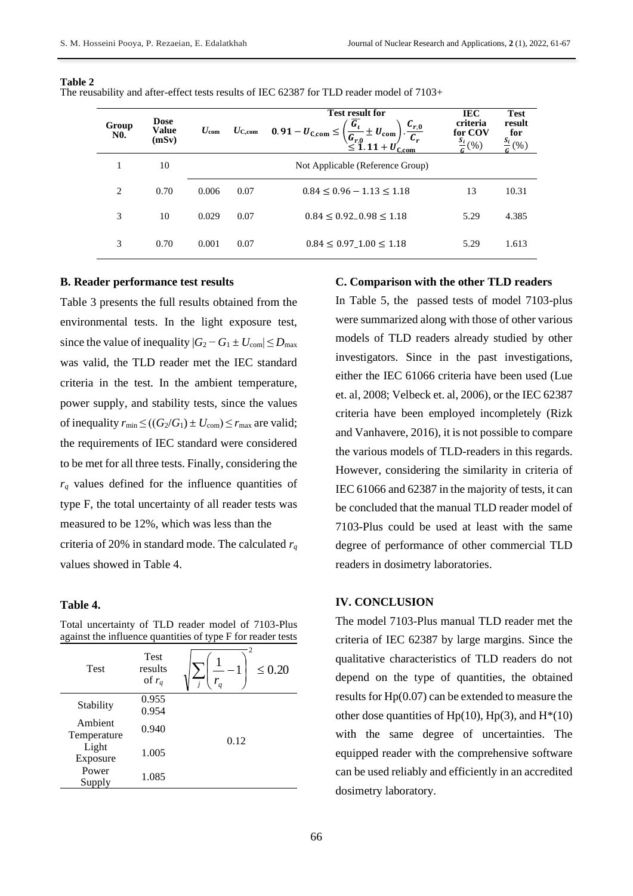**Table 2**

The reusability and after-effect tests results of IEC 62387 for TLD reader model of 7103+

| Group N0. | Dose Value (mSv) | $U_{\text{com}}$ | $U_{\text{C,com}}$ | Test result for $0.91 - U_{\text{C,com}} \leq \left(\frac{\overline{G_i}}{G_{r,0}} \pm U_{\text{com}}\right) \cdot \frac{C_{r,0}}{C_r} \leq 1.11 + U_{\text{C,com}}$ | IEC criteria for COV $\frac{s_i}{G}(\%)$ | Test result for $\frac{s_i}{G}(\%)$ |
|---|---|---|---|---|---|---|
| 1 | 10 | Not Applicable (Reference Group) | | | | |
| 2 | 0.70 | 0.006 | 0.07 | $0.84 \leq 0.96 - 1.13 \leq 1.18$ | 13 | 10.31 |
| 3 | 10 | 0.029 | 0.07 | $0.84 \leq 0.92\_0.98 \leq 1.18$ | 5.29 | 4.385 |
| 3 | 0.70 | 0.001 | 0.07 | $0.84 \leq 0.97\_1.00 \leq 1.18$ | 5.29 | 1.613 |

### B. Reader performance test results

Table 3 presents the full results obtained from the environmental tests. In the light exposure test, since the value of inequality $|G_2 - G_1 \pm U_{\text{com}}| \leq D_{\max}$ was valid, the TLD reader met the IEC standard criteria in the test. In the ambient temperature, power supply, and stability tests, since the values of inequality $r_{\min} \leq ((G_2/G_1) \pm U_{\text{com}}) \leq r_{\max}$ are valid; the requirements of IEC standard were considered to be met for all three tests. Finally, considering the $r_q$ values defined for the influence quantities of type F, the total uncertainty of all reader tests was measured to be 12%, which was less than the criteria of 20% in standard mode. The calculated $r_q$ values showed in Table 4.

**Table 4.**

Total uncertainty of TLD reader model of 7103-Plus against the influence quantities of type F for reader tests

| Test | Test results of $r_q$ | $\sqrt{\sum_j \left(\frac{1}{r_q} - 1\right)^2} \leq 0.20$ |
|---|---|---|
| Stability | 0.955<br>0.954 | |
| Ambient Temperature | 0.940 | 0.12 |
| Light Exposure | 1.005 | |
| Power Supply | 1.085 | |

### C. Comparison with the other TLD readers

In Table 5, the passed tests of model 7103-plus were summarized along with those of other various models of TLD readers already studied by other investigators. Since in the past investigations, either the IEC 61066 criteria have been used (Lue et. al, 2008; Velbeck et. al, 2006), or the IEC 62387 criteria have been employed incompletely (Rizk and Vanhavere, 2016), it is not possible to compare the various models of TLD-readers in this regards. However, considering the similarity in criteria of IEC 61066 and 62387 in the majority of tests, it can be concluded that the manual TLD reader model of 7103-Plus could be used at least with the same degree of performance of other commercial TLD readers in dosimetry laboratories.

## IV. CONCLUSION

The model 7103-Plus manual TLD reader met the criteria of IEC 62387 by large margins. Since the qualitative characteristics of TLD readers do not depend on the type of quantities, the obtained results for Hp(0.07) can be extended to measure the other dose quantities of Hp(10), Hp(3), and H*(10) with the same degree of uncertainties. The equipped reader with the comprehensive software can be used reliably and efficiently in an accredited dosimetry laboratory.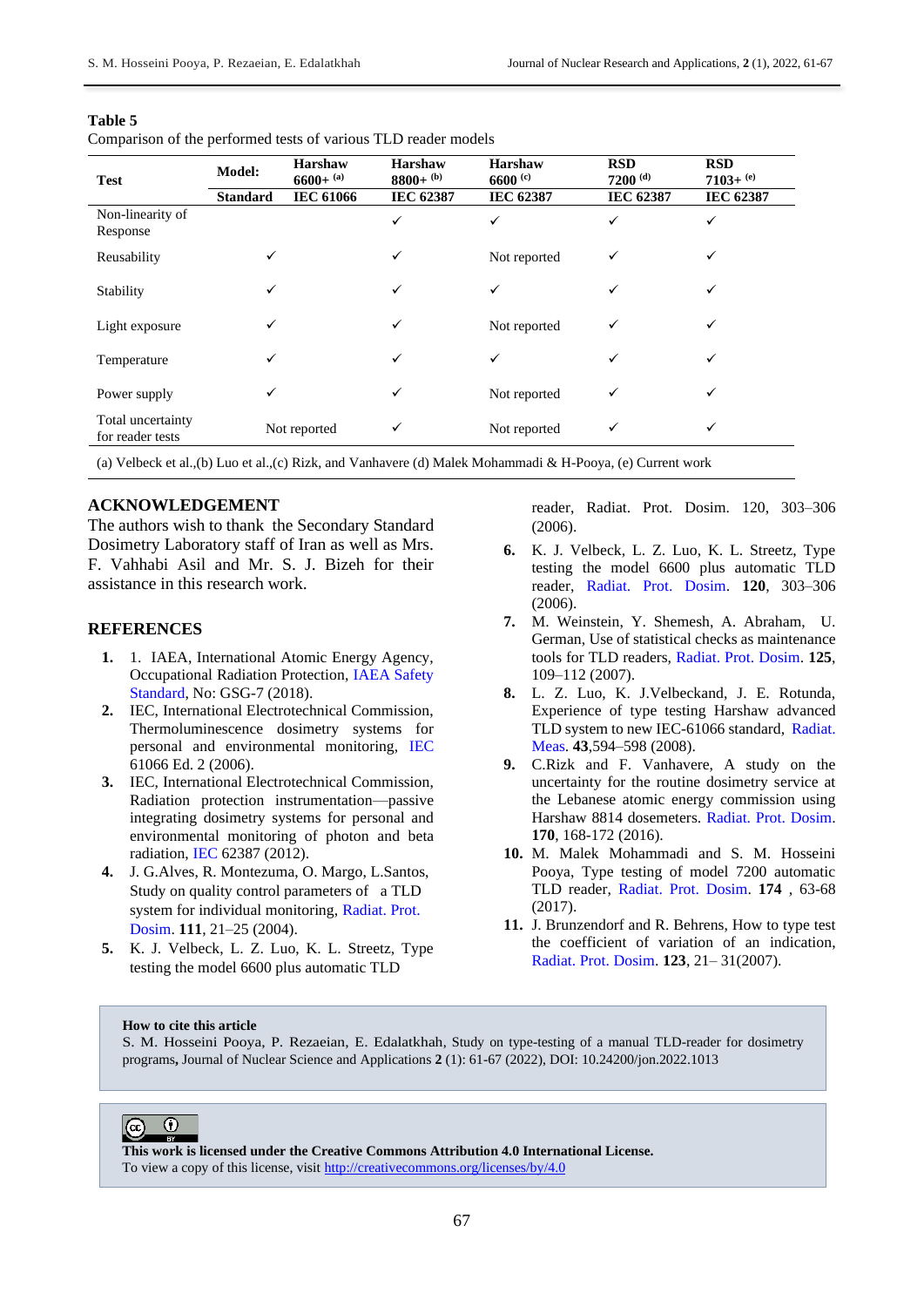**Table 5**

Comparison of the performed tests of various TLD reader models

| Test | Model: Harshaw 6600+ [(a)] | Harshaw 8800+ [(b)] | Harshaw 6600 [(c)] | RSD 7200 [(d)] | RSD 7103+ [(e)] |
|---|---|---|---|---|---|
| **Standard** | **IEC 61066** | **IEC 62387** | **IEC 62387** | **IEC 62387** | **IEC 62387** |
| Non-linearity of Response | | ✓ | ✓ | ✓ | ✓ |
| Reusability | ✓ | ✓ | Not reported | ✓ | ✓ |
| Stability | ✓ | ✓ | ✓ | ✓ | ✓ |
| Light exposure | ✓ | ✓ | Not reported | ✓ | ✓ |
| Temperature | ✓ | ✓ | ✓ | ✓ | ✓ |
| Power supply | ✓ | ✓ | Not reported | ✓ | ✓ |
| Total uncertainty for reader tests | Not reported | ✓ | Not reported | ✓ | ✓ |

(a) Velbeck et al.,(b) Luo et al.,(c) Rizk, and Vanhavere (d) Malek Mohammadi & H-Pooya, (e) Current work

## ACKNOWLEDGEMENT

The authors wish to thank the Secondary Standard Dosimetry Laboratory staff of Iran as well as Mrs. F. Vahhabi Asil and Mr. S. J. Bizeh for their assistance in this research work.

## REFERENCES

1. 1. IAEA, International Atomic Energy Agency, Occupational Radiation Protection, IAEA Safety Standard, No: GSG-7 (2018).
2. IEC, International Electrotechnical Commission, Thermoluminescence dosimetry systems for personal and environmental monitoring, IEC 61066 Ed. 2 (2006).
3. IEC, International Electrotechnical Commission, Radiation protection instrumentation—passive integrating dosimetry systems for personal and environmental monitoring of photon and beta radiation, IEC 62387 (2012).
4. J. G.Alves, R. Montezuma, O. Margo, L.Santos, Study on quality control parameters of a TLD system for individual monitoring, Radiat. Prot. Dosim. **111**, 21–25 (2004).
5. K. J. Velbeck, L. Z. Luo, K. L. Streetz, Type testing the model 6600 plus automatic TLD reader, Radiat. Prot. Dosim. 120, 303–306 (2006).
6. K. J. Velbeck, L. Z. Luo, K. L. Streetz, Type testing the model 6600 plus automatic TLD reader, Radiat. Prot. Dosim. **120**, 303–306 (2006).
7. M. Weinstein, Y. Shemesh, A. Abraham, U. German, Use of statistical checks as maintenance tools for TLD readers, Radiat. Prot. Dosim. **125**, 109–112 (2007).
8. L. Z. Luo, K. J.Velbeckand, J. E. Rotunda, Experience of type testing Harshaw advanced TLD system to new IEC-61066 standard, Radiat. Meas. **43**,594–598 (2008).
9. C.Rizk and F. Vanhavere, A study on the uncertainty for the routine dosimetry service at the Lebanese atomic energy commission using Harshaw 8814 dosemeters. Radiat. Prot. Dosim. **170**, 168-172 (2016).
10. M. Malek Mohammadi and S. M. Hosseini Pooya, Type testing of model 7200 automatic TLD reader, Radiat. Prot. Dosim. **174** , 63-68 (2017).
11. J. Brunzendorf and R. Behrens, How to type test the coefficient of variation of an indication, Radiat. Prot. Dosim. **123**, 21– 31(2007).

**How to cite this article**

S. M. Hosseini Pooya, P. Rezaeian, E. Edalatkhah, Study on type-testing of a manual TLD-reader for dosimetry programs**,** Journal of Nuclear Science and Applications **2** (1): 61-67 (2022), DOI: 10.24200/jon.2022.1013

**This work is licensed under the Creative Commons Attribution 4.0 International License.**

To view a copy of this license, visit http://creativecommons.org/licenses/by/4.0